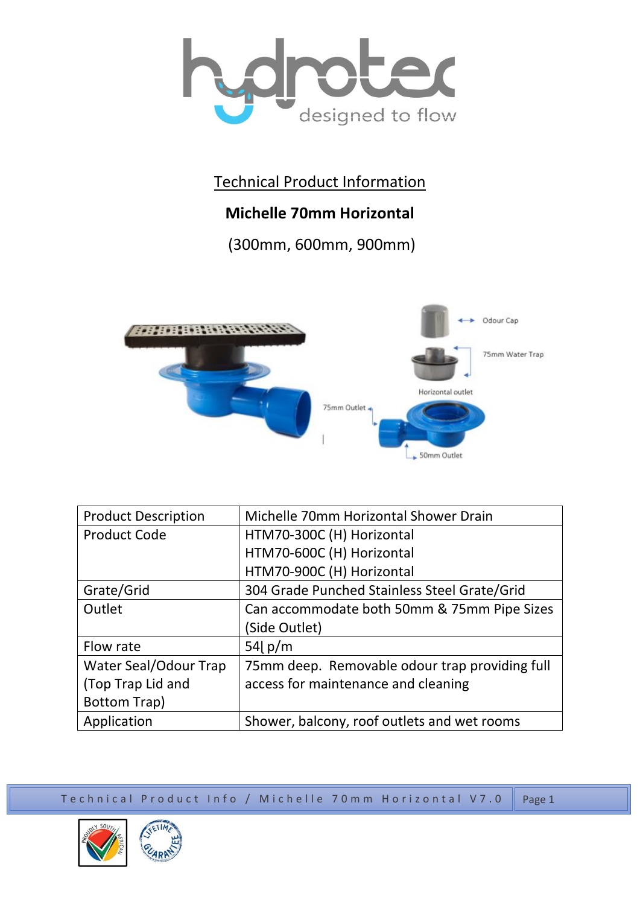## Technical Product Information

**Michelle 70mm Horizontal**

(300mm, 600mm, 900mm)

| Product Description | Michelle 70mm Horizontal Shower Drain |
|---|---|
| Product Code | HTM70-300C (H) Horizontal<br>HTM70-600C (H) Horizontal<br>HTM70-900C (H) Horizontal |
| Grate/Grid | 304 Grade Punched Stainless Steel Grate/Grid |
| Outlet | Can accommodate both 50mm & 75mm Pipe Sizes (Side Outlet) |
| Flow rate | 54ℓ p/m |
| Water Seal/Odour Trap (Top Trap Lid and Bottom Trap) | 75mm deep. Removable odour trap providing full access for maintenance and cleaning |
| Application | Shower, balcony, roof outlets and wet rooms |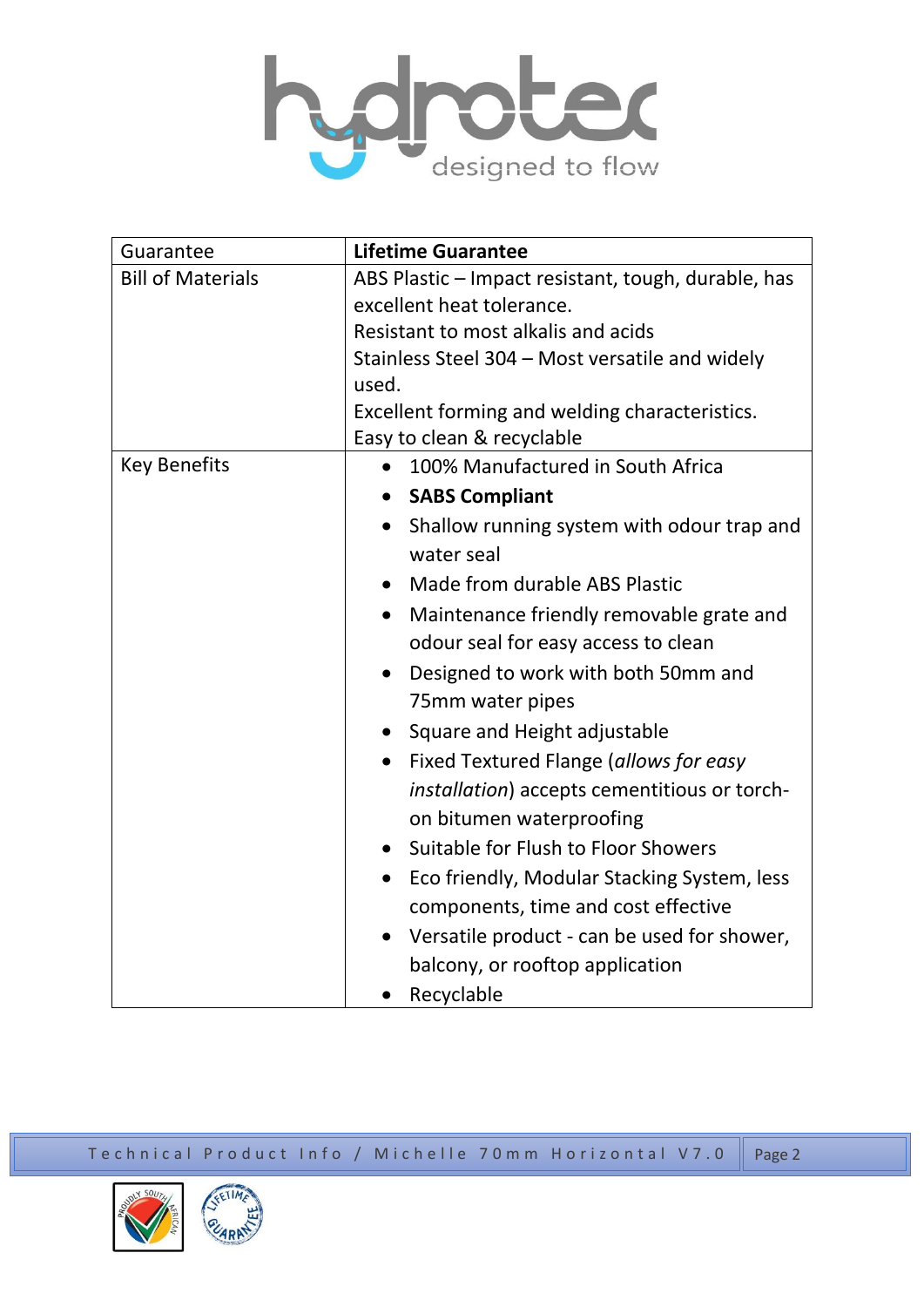| | |
|---|---|
| Guarantee | **Lifetime Guarantee** |
| Bill of Materials | ABS Plastic – Impact resistant, tough, durable, has excellent heat tolerance.<br>Resistant to most alkalis and acids<br>Stainless Steel 304 – Most versatile and widely used.<br>Excellent forming and welding characteristics.<br>Easy to clean & recyclable |
| Key Benefits | • 100% Manufactured in South Africa<br>• **SABS Compliant**<br>• Shallow running system with odour trap and water seal<br>• Made from durable ABS Plastic<br>• Maintenance friendly removable grate and odour seal for easy access to clean<br>• Designed to work with both 50mm and 75mm water pipes<br>• Square and Height adjustable<br>• Fixed Textured Flange (*allows for easy installation*) accepts cementitious or torch-on bitumen waterproofing<br>• Suitable for Flush to Floor Showers<br>• Eco friendly, Modular Stacking System, less components, time and cost effective<br>• Versatile product - can be used for shower, balcony, or rooftop application<br>• Recyclable |